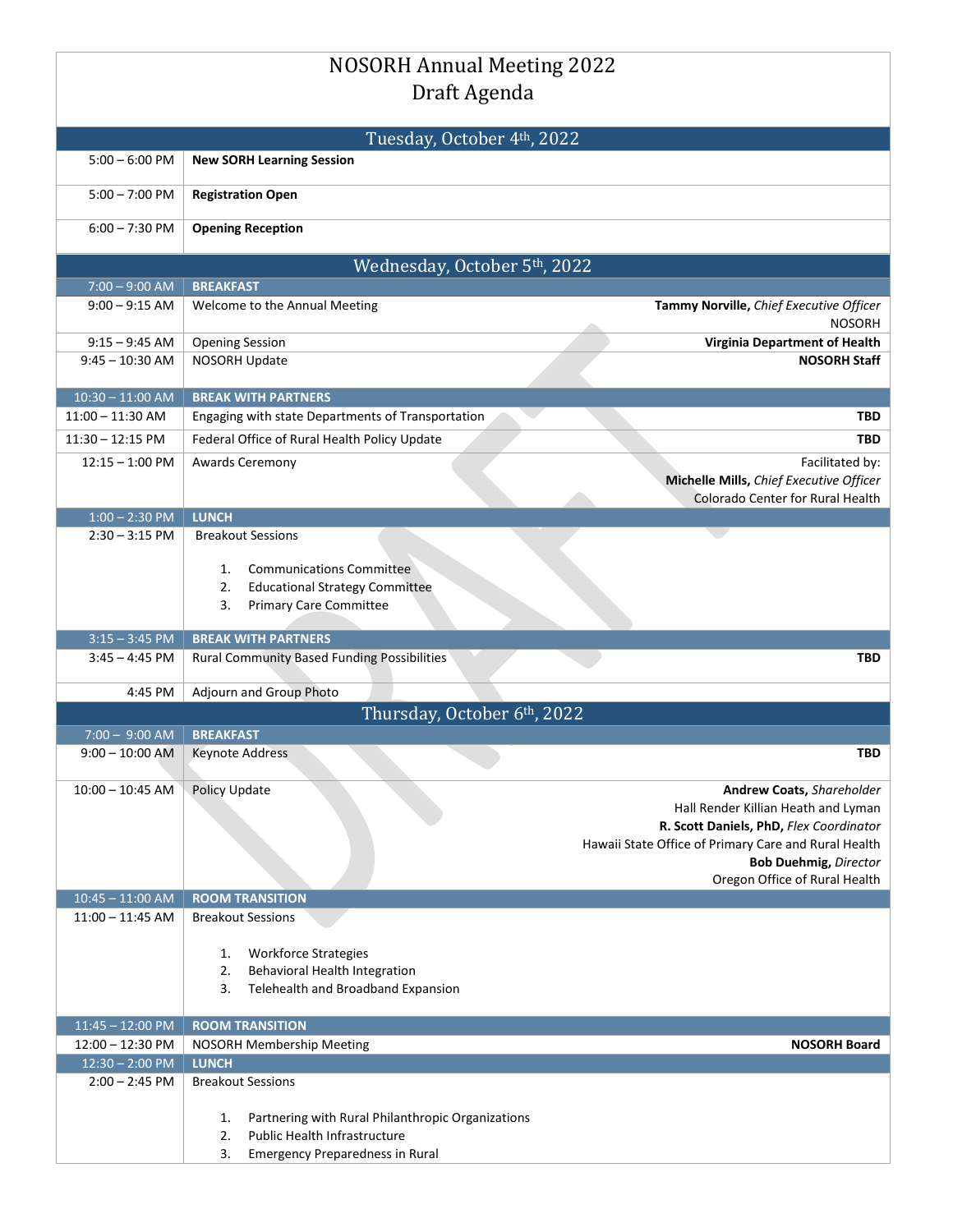# NOSORH Annual Meeting 2022
# Draft Agenda

## Tuesday, October 4th, 2022

| Time | Session | Speaker |
|---|---|---|
| 5:00 – 6:00 PM | **New SORH Learning Session** | |
| 5:00 – 7:00 PM | **Registration Open** | |
| 6:00 – 7:30 PM | **Opening Reception** | |

## Wednesday, October 5th, 2022

| Time | Session | Speaker |
|---|---|---|
| 7:00 – 9:00 AM | **BREAKFAST** | |
| 9:00 – 9:15 AM | Welcome to the Annual Meeting | **Tammy Norville,** *Chief Executive Officer* NOSORH |
| 9:15 – 9:45 AM | Opening Session | **Virginia Department of Health** |
| 9:45 – 10:30 AM | NOSORH Update | **NOSORH Staff** |
| 10:30 – 11:00 AM | **BREAK WITH PARTNERS** | |
| 11:00 – 11:30 AM | Engaging with state Departments of Transportation | **TBD** |
| 11:30 – 12:15 PM | Federal Office of Rural Health Policy Update | **TBD** |
| 12:15 – 1:00 PM | Awards Ceremony | Facilitated by: **Michelle Mills,** *Chief Executive Officer* Colorado Center for Rural Health |
| 1:00 – 2:30 PM | **LUNCH** | |
| 2:30 – 3:15 PM | Breakout Sessions<br>1. Communications Committee<br>2. Educational Strategy Committee<br>3. Primary Care Committee | |
| 3:15 – 3:45 PM | **BREAK WITH PARTNERS** | |
| 3:45 – 4:45 PM | Rural Community Based Funding Possibilities | **TBD** |
| 4:45 PM | Adjourn and Group Photo | |

## Thursday, October 6th, 2022

| Time | Session | Speaker |
|---|---|---|
| 7:00 – 9:00 AM | **BREAKFAST** | |
| 9:00 – 10:00 AM | Keynote Address | **TBD** |
| 10:00 – 10:45 AM | Policy Update | **Andrew Coats,** *Shareholder* Hall Render Killian Heath and Lyman<br>**R. Scott Daniels, PhD,** *Flex Coordinator* Hawaii State Office of Primary Care and Rural Health<br>**Bob Duehmig,** *Director* Oregon Office of Rural Health |
| 10:45 – 11:00 AM | **ROOM TRANSITION** | |
| 11:00 – 11:45 AM | Breakout Sessions<br>1. Workforce Strategies<br>2. Behavioral Health Integration<br>3. Telehealth and Broadband Expansion | |
| 11:45 – 12:00 PM | **ROOM TRANSITION** | |
| 12:00 – 12:30 PM | NOSORH Membership Meeting | **NOSORH Board** |
| 12:30 – 2:00 PM | **LUNCH** | |
| 2:00 – 2:45 PM | Breakout Sessions<br>1. Partnering with Rural Philanthropic Organizations<br>2. Public Health Infrastructure<br>3. Emergency Preparedness in Rural | |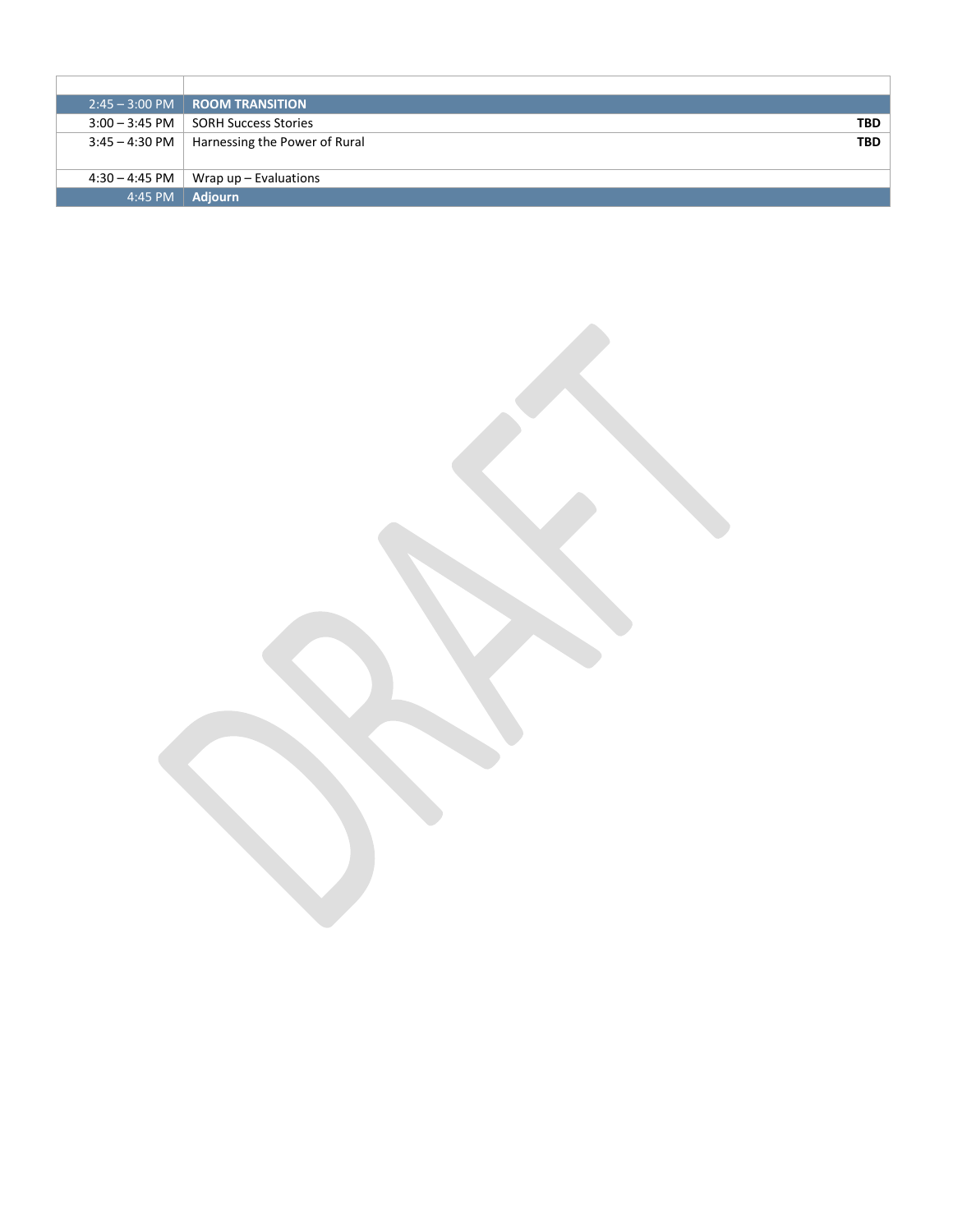| | | |
|---|---|---|
| | | |
| 2:45 – 3:00 PM | **ROOM TRANSITION** | |
| 3:00 – 3:45 PM | SORH Success Stories | **TBD** |
| 3:45 – 4:30 PM | Harnessing the Power of Rural | **TBD** |
| 4:30 – 4:45 PM | Wrap up – Evaluations | |
| 4:45 PM | **Adjourn** | |

DRAFT